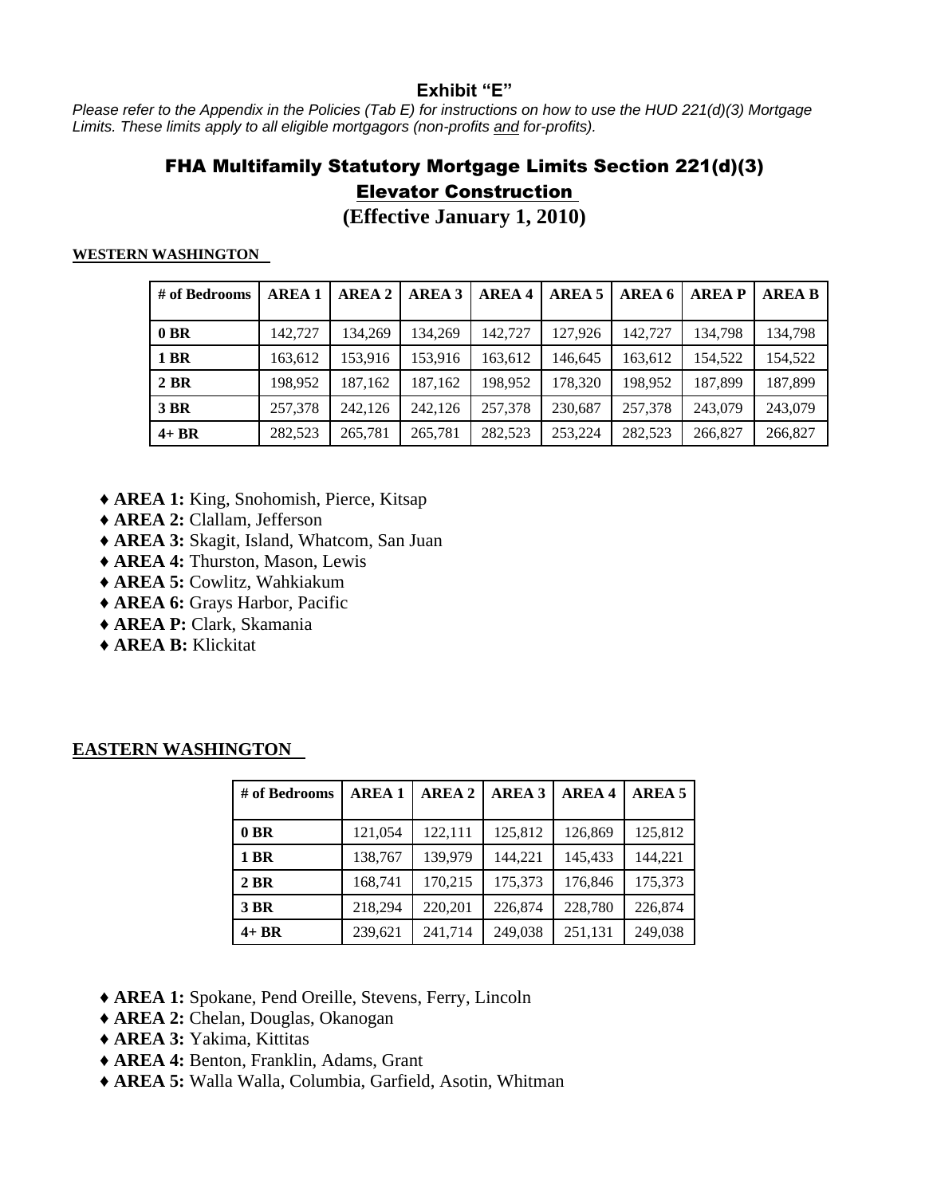# Exhibit "E"

*Please refer to the Appendix in the Policies (Tab E) for instructions on how to use the HUD 221(d)(3) Mortgage Limits. These limits apply to all eligible mortgagors (non-profits <u>and</u> for-profits).*

## FHA Multifamily Statutory Mortgage Limits Section 221(d)(3)

## <u>Elevator Construction</u>

### (Effective January 1, 2010)

**<u>WESTERN WASHINGTON</u>**

| # of Bedrooms | AREA 1 | AREA 2 | AREA 3 | AREA 4 | AREA 5 | AREA 6 | AREA P | AREA B |
|---|---|---|---|---|---|---|---|---|
| **0 BR** | 142,727 | 134,269 | 134,269 | 142,727 | 127,926 | 142,727 | 134,798 | 134,798 |
| **1 BR** | 163,612 | 153,916 | 153,916 | 163,612 | 146,645 | 163,612 | 154,522 | 154,522 |
| **2 BR** | 198,952 | 187,162 | 187,162 | 198,952 | 178,320 | 198,952 | 187,899 | 187,899 |
| **3 BR** | 257,378 | 242,126 | 242,126 | 257,378 | 230,687 | 257,378 | 243,079 | 243,079 |
| **4+ BR** | 282,523 | 265,781 | 265,781 | 282,523 | 253,224 | 282,523 | 266,827 | 266,827 |

- ♦ **AREA 1:** King, Snohomish, Pierce, Kitsap
- ♦ **AREA 2:** Clallam, Jefferson
- ♦ **AREA 3:** Skagit, Island, Whatcom, San Juan
- ♦ **AREA 4:** Thurston, Mason, Lewis
- ♦ **AREA 5:** Cowlitz, Wahkiakum
- ♦ **AREA 6:** Grays Harbor, Pacific
- ♦ **AREA P:** Clark, Skamania
- ♦ **AREA B:** Klickitat

**<u>EASTERN WASHINGTON</u>**

| # of Bedrooms | AREA 1 | AREA 2 | AREA 3 | AREA 4 | AREA 5 |
|---|---|---|---|---|---|
| **0 BR** | 121,054 | 122,111 | 125,812 | 126,869 | 125,812 |
| **1 BR** | 138,767 | 139,979 | 144,221 | 145,433 | 144,221 |
| **2 BR** | 168,741 | 170,215 | 175,373 | 176,846 | 175,373 |
| **3 BR** | 218,294 | 220,201 | 226,874 | 228,780 | 226,874 |
| **4+ BR** | 239,621 | 241,714 | 249,038 | 251,131 | 249,038 |

- ♦ **AREA 1:** Spokane, Pend Oreille, Stevens, Ferry, Lincoln
- ♦ **AREA 2:** Chelan, Douglas, Okanogan
- ♦ **AREA 3:** Yakima, Kittitas
- ♦ **AREA 4:** Benton, Franklin, Adams, Grant
- ♦ **AREA 5:** Walla Walla, Columbia, Garfield, Asotin, Whitman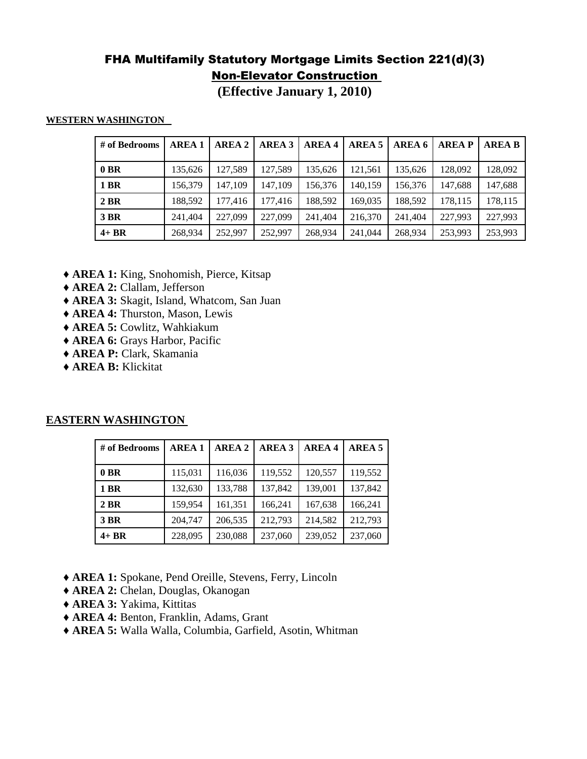# FHA Multifamily Statutory Mortgage Limits Section 221(d)(3)

## Non-Elevator Construction

## (Effective January 1, 2010)

**WESTERN WASHINGTON**

| # of Bedrooms | AREA 1 | AREA 2 | AREA 3 | AREA 4 | AREA 5 | AREA 6 | AREA P | AREA B |
|---|---|---|---|---|---|---|---|---|
| **0 BR** | 135,626 | 127,589 | 127,589 | 135,626 | 121,561 | 135,626 | 128,092 | 128,092 |
| **1 BR** | 156,379 | 147,109 | 147,109 | 156,376 | 140,159 | 156,376 | 147,688 | 147,688 |
| **2 BR** | 188,592 | 177,416 | 177,416 | 188,592 | 169,035 | 188,592 | 178,115 | 178,115 |
| **3 BR** | 241,404 | 227,099 | 227,099 | 241,404 | 216,370 | 241,404 | 227,993 | 227,993 |
| **4+ BR** | 268,934 | 252,997 | 252,997 | 268,934 | 241,044 | 268,934 | 253,993 | 253,993 |

- ♦ **AREA 1:** King, Snohomish, Pierce, Kitsap
- ♦ **AREA 2:** Clallam, Jefferson
- ♦ **AREA 3:** Skagit, Island, Whatcom, San Juan
- ♦ **AREA 4:** Thurston, Mason, Lewis
- ♦ **AREA 5:** Cowlitz, Wahkiakum
- ♦ **AREA 6:** Grays Harbor, Pacific
- ♦ **AREA P:** Clark, Skamania
- ♦ **AREA B:** Klickitat

**EASTERN WASHINGTON**

| # of Bedrooms | AREA 1 | AREA 2 | AREA 3 | AREA 4 | AREA 5 |
|---|---|---|---|---|---|
| **0 BR** | 115,031 | 116,036 | 119,552 | 120,557 | 119,552 |
| **1 BR** | 132,630 | 133,788 | 137,842 | 139,001 | 137,842 |
| **2 BR** | 159,954 | 161,351 | 166,241 | 167,638 | 166,241 |
| **3 BR** | 204,747 | 206,535 | 212,793 | 214,582 | 212,793 |
| **4+ BR** | 228,095 | 230,088 | 237,060 | 239,052 | 237,060 |

- ♦ **AREA 1:** Spokane, Pend Oreille, Stevens, Ferry, Lincoln
- ♦ **AREA 2:** Chelan, Douglas, Okanogan
- ♦ **AREA 3:** Yakima, Kittitas
- ♦ **AREA 4:** Benton, Franklin, Adams, Grant
- ♦ **AREA 5:** Walla Walla, Columbia, Garfield, Asotin, Whitman